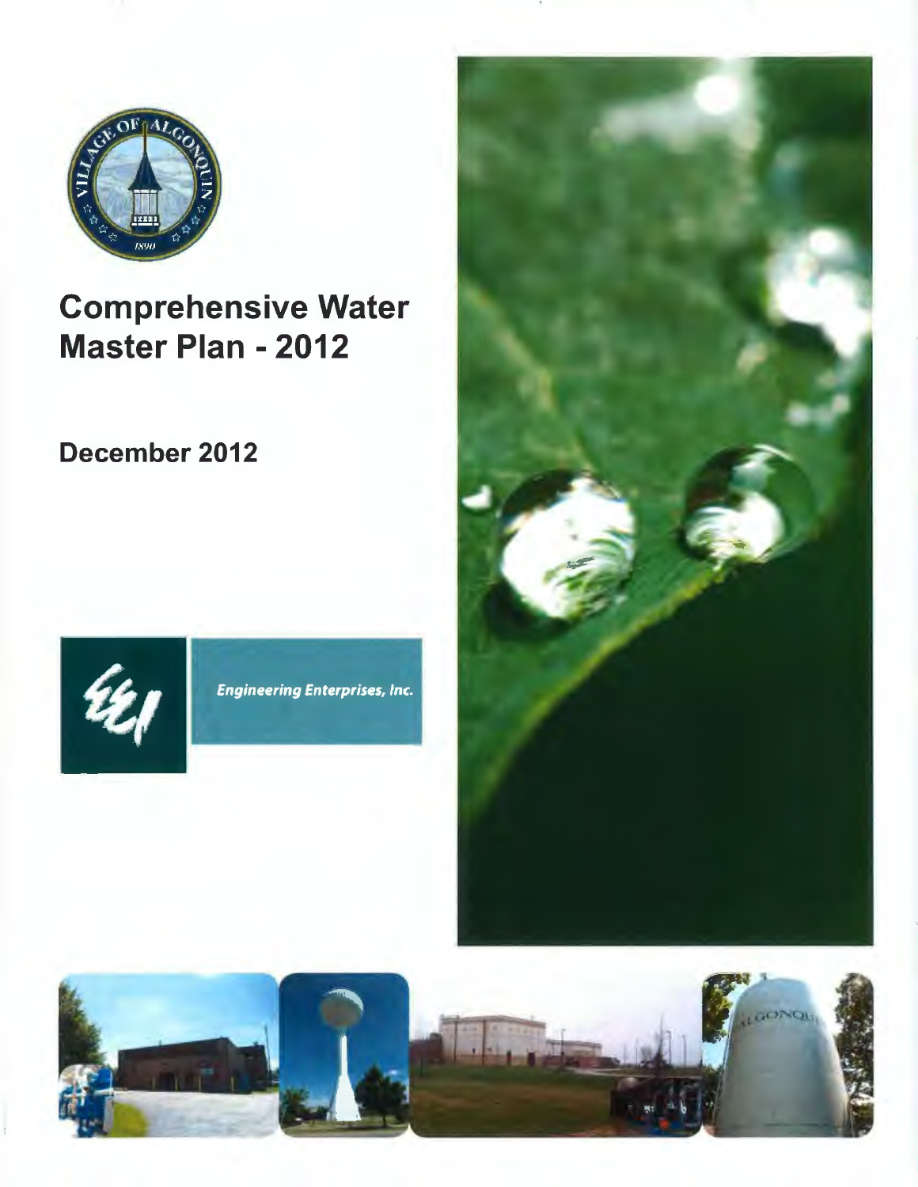# Comprehensive Water Master Plan - 2012

## December 2012

*Engineering Enterprises, Inc.*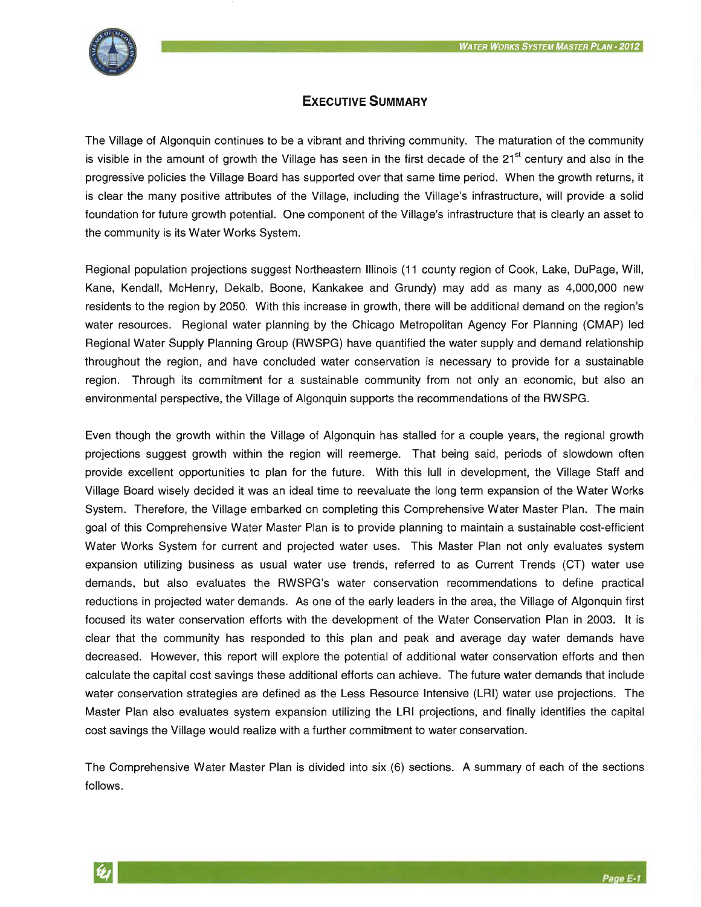# EXECUTIVE SUMMARY

The Village of Algonquin continues to be a vibrant and thriving community. The maturation of the community is visible in the amount of growth the Village has seen in the first decade of the 21st century and also in the progressive policies the Village Board has supported over that same time period. When the growth returns, it is clear the many positive attributes of the Village, including the Village's infrastructure, will provide a solid foundation for future growth potential. One component of the Village's infrastructure that is clearly an asset to the community is its Water Works System.

Regional population projections suggest Northeastern Illinois (11 county region of Cook, Lake, DuPage, Will, Kane, Kendall, McHenry, Dekalb, Boone, Kankakee and Grundy) may add as many as 4,000,000 new residents to the region by 2050. With this increase in growth, there will be additional demand on the region's water resources. Regional water planning by the Chicago Metropolitan Agency For Planning (CMAP) led Regional Water Supply Planning Group (RWSPG) have quantified the water supply and demand relationship throughout the region, and have concluded water conservation is necessary to provide for a sustainable region. Through its commitment for a sustainable community from not only an economic, but also an environmental perspective, the Village of Algonquin supports the recommendations of the RWSPG.

Even though the growth within the Village of Algonquin has stalled for a couple years, the regional growth projections suggest growth within the region will reemerge. That being said, periods of slowdown often provide excellent opportunities to plan for the future. With this lull in development, the Village Staff and Village Board wisely decided it was an ideal time to reevaluate the long term expansion of the Water Works System. Therefore, the Village embarked on completing this Comprehensive Water Master Plan. The main goal of this Comprehensive Water Master Plan is to provide planning to maintain a sustainable cost-efficient Water Works System for current and projected water uses. This Master Plan not only evaluates system expansion utilizing business as usual water use trends, referred to as Current Trends (CT) water use demands, but also evaluates the RWSPG's water conservation recommendations to define practical reductions in projected water demands. As one of the early leaders in the area, the Village of Algonquin first focused its water conservation efforts with the development of the Water Conservation Plan in 2003. It is clear that the community has responded to this plan and peak and average day water demands have decreased. However, this report will explore the potential of additional water conservation efforts and then calculate the capital cost savings these additional efforts can achieve. The future water demands that include water conservation strategies are defined as the Less Resource Intensive (LRI) water use projections. The Master Plan also evaluates system expansion utilizing the LRI projections, and finally identifies the capital cost savings the Village would realize with a further commitment to water conservation.

The Comprehensive Water Master Plan is divided into six (6) sections. A summary of each of the sections follows.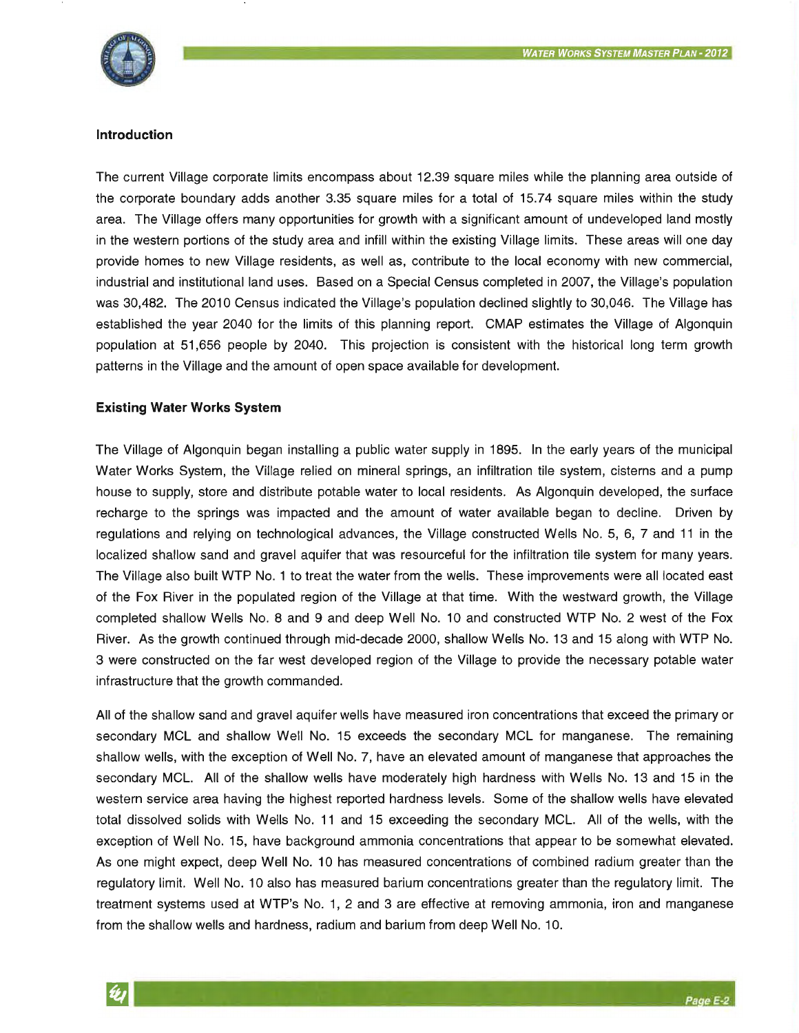### Introduction

The current Village corporate limits encompass about 12.39 square miles while the planning area outside of the corporate boundary adds another 3.35 square miles for a total of 15.74 square miles within the study area. The Village offers many opportunities for growth with a significant amount of undeveloped land mostly in the western portions of the study area and infill within the existing Village limits. These areas will one day provide homes to new Village residents, as well as, contribute to the local economy with new commercial, industrial and institutional land uses. Based on a Special Census completed in 2007, the Village's population was 30,482. The 2010 Census indicated the Village's population declined slightly to 30,046. The Village has established the year 2040 for the limits of this planning report. CMAP estimates the Village of Algonquin population at 51,656 people by 2040. This projection is consistent with the historical long term growth patterns in the Village and the amount of open space available for development.

### Existing Water Works System

The Village of Algonquin began installing a public water supply in 1895. In the early years of the municipal Water Works System, the Village relied on mineral springs, an infiltration tile system, cisterns and a pump house to supply, store and distribute potable water to local residents. As Algonquin developed, the surface recharge to the springs was impacted and the amount of water available began to decline. Driven by regulations and relying on technological advances, the Village constructed Wells No. 5, 6, 7 and 11 in the localized shallow sand and gravel aquifer that was resourceful for the infiltration tile system for many years. The Village also built WTP No. 1 to treat the water from the wells. These improvements were all located east of the Fox River in the populated region of the Village at that time. With the westward growth, the Village completed shallow Wells No. 8 and 9 and deep Well No. 10 and constructed WTP No. 2 west of the Fox River. As the growth continued through mid-decade 2000, shallow Wells No. 13 and 15 along with WTP No. 3 were constructed on the far west developed region of the Village to provide the necessary potable water infrastructure that the growth commanded.

All of the shallow sand and gravel aquifer wells have measured iron concentrations that exceed the primary or secondary MCL and shallow Well No. 15 exceeds the secondary MCL for manganese. The remaining shallow wells, with the exception of Well No. 7, have an elevated amount of manganese that approaches the secondary MCL. All of the shallow wells have moderately high hardness with Wells No. 13 and 15 in the western service area having the highest reported hardness levels. Some of the shallow wells have elevated total dissolved solids with Wells No. 11 and 15 exceeding the secondary MCL. All of the wells, with the exception of Well No. 15, have background ammonia concentrations that appear to be somewhat elevated. As one might expect, deep Well No. 10 has measured concentrations of combined radium greater than the regulatory limit. Well No. 10 also has measured barium concentrations greater than the regulatory limit. The treatment systems used at WTP's No. 1, 2 and 3 are effective at removing ammonia, iron and manganese from the shallow wells and hardness, radium and barium from deep Well No. 10.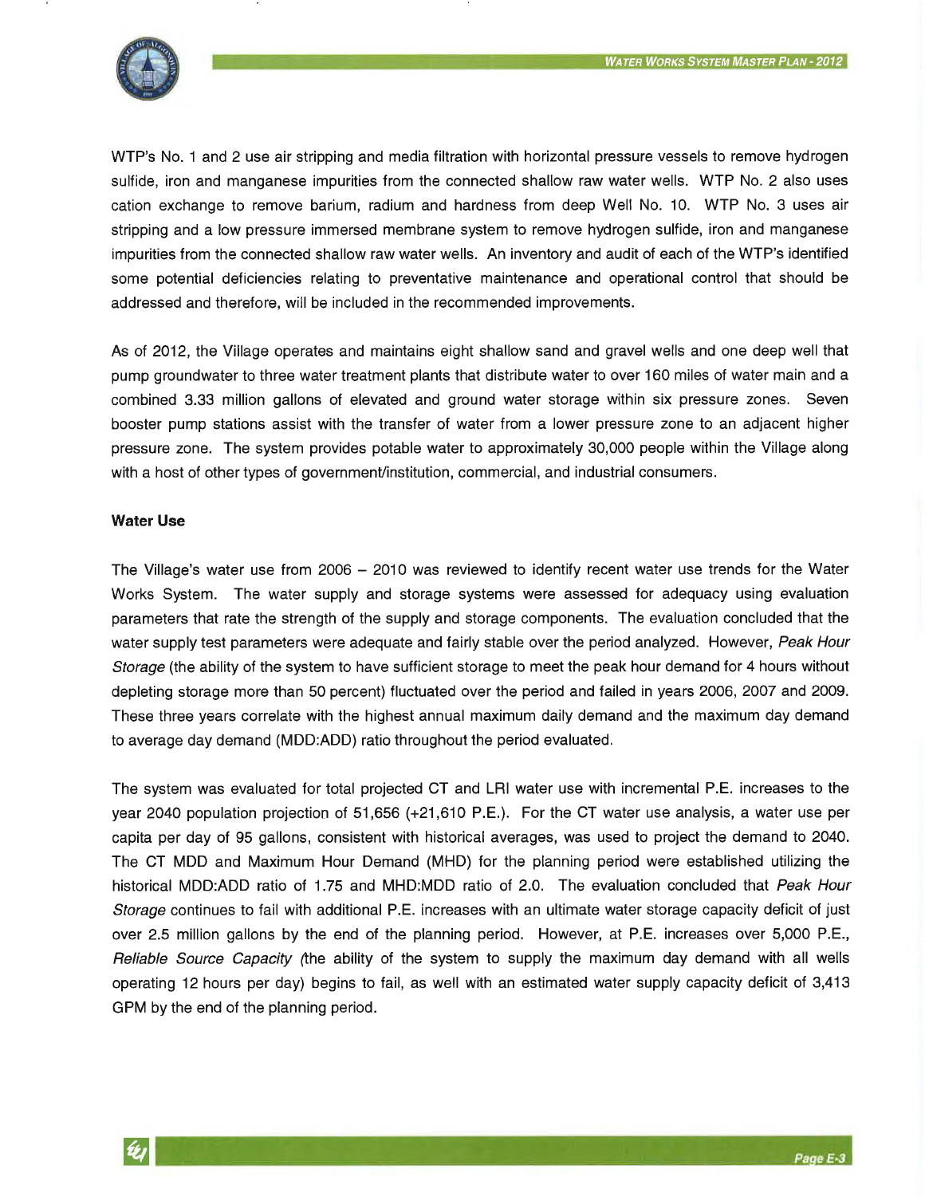WTP's No. 1 and 2 use air stripping and media filtration with horizontal pressure vessels to remove hydrogen sulfide, iron and manganese impurities from the connected shallow raw water wells. WTP No. 2 also uses cation exchange to remove barium, radium and hardness from deep Well No. 10. WTP No. 3 uses air stripping and a low pressure immersed membrane system to remove hydrogen sulfide, iron and manganese impurities from the connected shallow raw water wells. An inventory and audit of each of the WTP's identified some potential deficiencies relating to preventative maintenance and operational control that should be addressed and therefore, will be included in the recommended improvements.

As of 2012, the Village operates and maintains eight shallow sand and gravel wells and one deep well that pump groundwater to three water treatment plants that distribute water to over 160 miles of water main and a combined 3.33 million gallons of elevated and ground water storage within six pressure zones. Seven booster pump stations assist with the transfer of water from a lower pressure zone to an adjacent higher pressure zone. The system provides potable water to approximately 30,000 people within the Village along with a host of other types of government/institution, commercial, and industrial consumers.

**Water Use**

The Village's water use from 2006 – 2010 was reviewed to identify recent water use trends for the Water Works System. The water supply and storage systems were assessed for adequacy using evaluation parameters that rate the strength of the supply and storage components. The evaluation concluded that the water supply test parameters were adequate and fairly stable over the period analyzed. However, *Peak Hour Storage* (the ability of the system to have sufficient storage to meet the peak hour demand for 4 hours without depleting storage more than 50 percent) fluctuated over the period and failed in years 2006, 2007 and 2009. These three years correlate with the highest annual maximum daily demand and the maximum day demand to average day demand (MDD:ADD) ratio throughout the period evaluated.

The system was evaluated for total projected CT and LRI water use with incremental P.E. increases to the year 2040 population projection of 51,656 (+21,610 P.E.). For the CT water use analysis, a water use per capita per day of 95 gallons, consistent with historical averages, was used to project the demand to 2040. The CT MDD and Maximum Hour Demand (MHD) for the planning period were established utilizing the historical MDD:ADD ratio of 1.75 and MHD:MDD ratio of 2.0. The evaluation concluded that *Peak Hour Storage* continues to fail with additional P.E. increases with an ultimate water storage capacity deficit of just over 2.5 million gallons by the end of the planning period. However, at P.E. increases over 5,000 P.E., *Reliable Source Capacity* (the ability of the system to supply the maximum day demand with all wells operating 12 hours per day) begins to fail, as well with an estimated water supply capacity deficit of 3,413 GPM by the end of the planning period.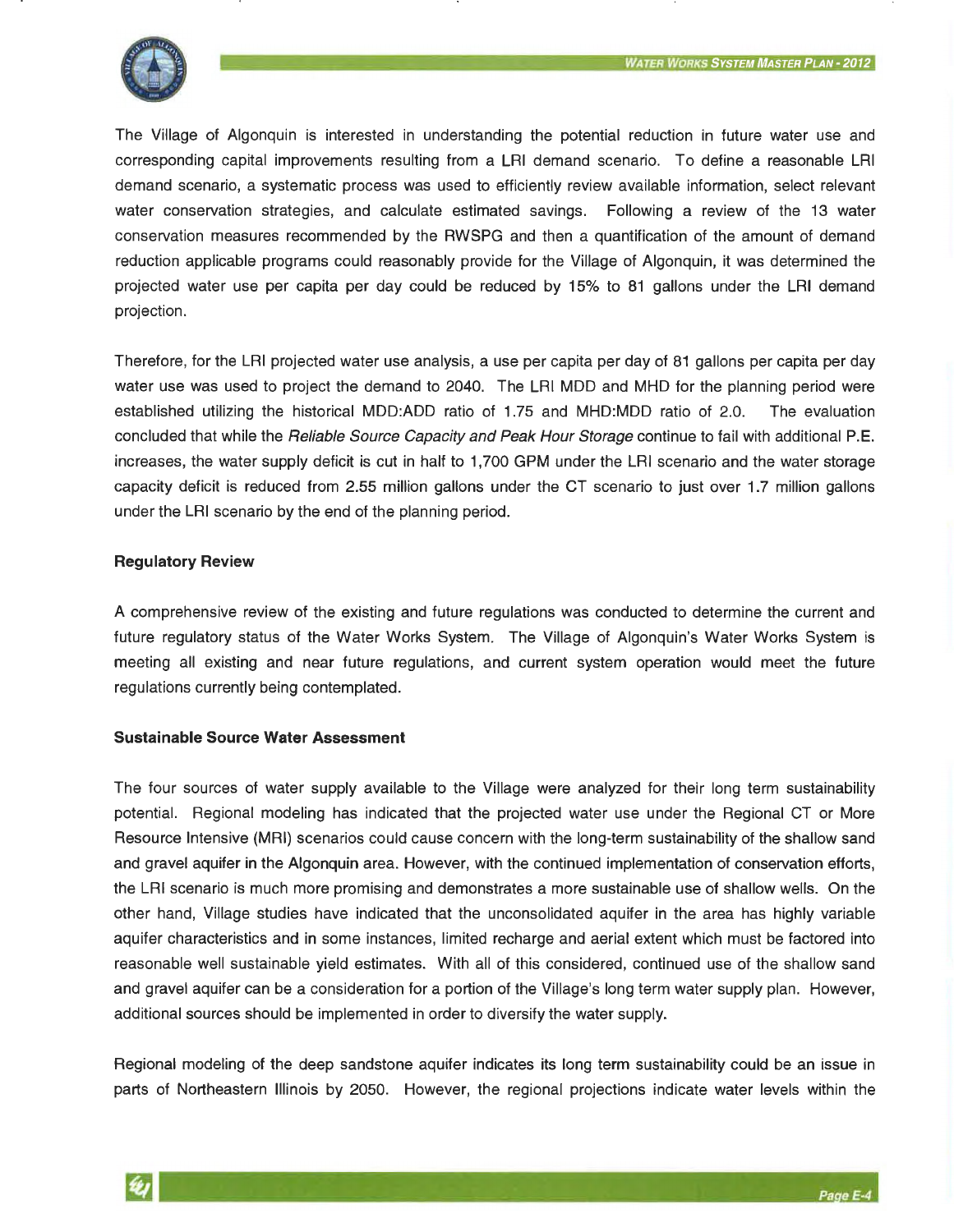The Village of Algonquin is interested in understanding the potential reduction in future water use and corresponding capital improvements resulting from a LRI demand scenario. To define a reasonable LRI demand scenario, a systematic process was used to efficiently review available information, select relevant water conservation strategies, and calculate estimated savings. Following a review of the 13 water conservation measures recommended by the RWSPG and then a quantification of the amount of demand reduction applicable programs could reasonably provide for the Village of Algonquin, it was determined the projected water use per capita per day could be reduced by 15% to 81 gallons under the LRI demand projection.

Therefore, for the LRI projected water use analysis, a use per capita per day of 81 gallons per capita per day water use was used to project the demand to 2040. The LRI MDD and MHD for the planning period were established utilizing the historical MDD:ADD ratio of 1.75 and MHD:MDD ratio of 2.0. The evaluation concluded that while the *Reliable Source Capacity and Peak Hour Storage* continue to fail with additional P.E. increases, the water supply deficit is cut in half to 1,700 GPM under the LRI scenario and the water storage capacity deficit is reduced from 2.55 million gallons under the CT scenario to just over 1.7 million gallons under the LRI scenario by the end of the planning period.

**Regulatory Review**

A comprehensive review of the existing and future regulations was conducted to determine the current and future regulatory status of the Water Works System. The Village of Algonquin's Water Works System is meeting all existing and near future regulations, and current system operation would meet the future regulations currently being contemplated.

**Sustainable Source Water Assessment**

The four sources of water supply available to the Village were analyzed for their long term sustainability potential. Regional modeling has indicated that the projected water use under the Regional CT or More Resource Intensive (MRI) scenarios could cause concern with the long-term sustainability of the shallow sand and gravel aquifer in the Algonquin area. However, with the continued implementation of conservation efforts, the LRI scenario is much more promising and demonstrates a more sustainable use of shallow wells. On the other hand, Village studies have indicated that the unconsolidated aquifer in the area has highly variable aquifer characteristics and in some instances, limited recharge and aerial extent which must be factored into reasonable well sustainable yield estimates. With all of this considered, continued use of the shallow sand and gravel aquifer can be a consideration for a portion of the Village's long term water supply plan. However, additional sources should be implemented in order to diversify the water supply.

Regional modeling of the deep sandstone aquifer indicates its long term sustainability could be an issue in parts of Northeastern Illinois by 2050. However, the regional projections indicate water levels within the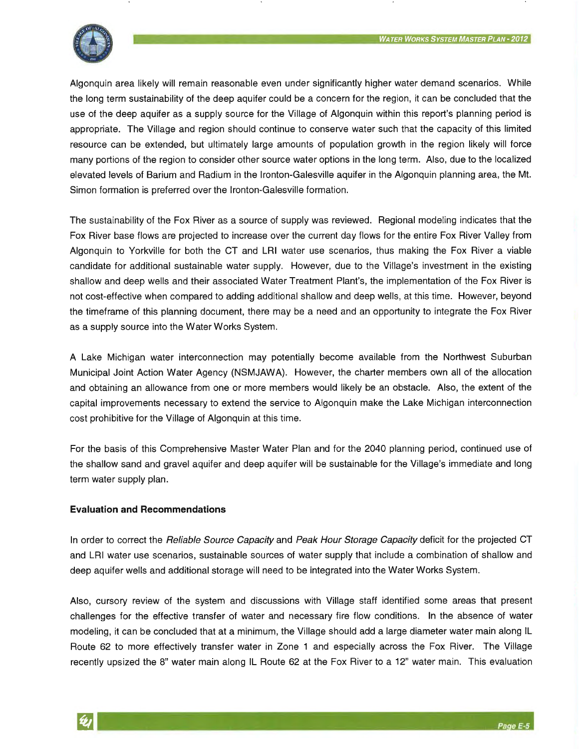Algonquin area likely will remain reasonable even under significantly higher water demand scenarios. While the long term sustainability of the deep aquifer could be a concern for the region, it can be concluded that the use of the deep aquifer as a supply source for the Village of Algonquin within this report's planning period is appropriate. The Village and region should continue to conserve water such that the capacity of this limited resource can be extended, but ultimately large amounts of population growth in the region likely will force many portions of the region to consider other source water options in the long term. Also, due to the localized elevated levels of Barium and Radium in the Ironton-Galesville aquifer in the Algonquin planning area, the Mt. Simon formation is preferred over the Ironton-Galesville formation.

The sustainability of the Fox River as a source of supply was reviewed. Regional modeling indicates that the Fox River base flows are projected to increase over the current day flows for the entire Fox River Valley from Algonquin to Yorkville for both the CT and LRI water use scenarios, thus making the Fox River a viable candidate for additional sustainable water supply. However, due to the Village's investment in the existing shallow and deep wells and their associated Water Treatment Plant's, the implementation of the Fox River is not cost-effective when compared to adding additional shallow and deep wells, at this time. However, beyond the timeframe of this planning document, there may be a need and an opportunity to integrate the Fox River as a supply source into the Water Works System.

A Lake Michigan water interconnection may potentially become available from the Northwest Suburban Municipal Joint Action Water Agency (NSMJAWA). However, the charter members own all of the allocation and obtaining an allowance from one or more members would likely be an obstacle. Also, the extent of the capital improvements necessary to extend the service to Algonquin make the Lake Michigan interconnection cost prohibitive for the Village of Algonquin at this time.

For the basis of this Comprehensive Master Water Plan and for the 2040 planning period, continued use of the shallow sand and gravel aquifer and deep aquifer will be sustainable for the Village's immediate and long term water supply plan.

**Evaluation and Recommendations**

In order to correct the *Reliable Source Capacity* and *Peak Hour Storage Capacity* deficit for the projected CT and LRI water use scenarios, sustainable sources of water supply that include a combination of shallow and deep aquifer wells and additional storage will need to be integrated into the Water Works System.

Also, cursory review of the system and discussions with Village staff identified some areas that present challenges for the effective transfer of water and necessary fire flow conditions. In the absence of water modeling, it can be concluded that at a minimum, the Village should add a large diameter water main along IL Route 62 to more effectively transfer water in Zone 1 and especially across the Fox River. The Village recently upsized the 8" water main along IL Route 62 at the Fox River to a 12" water main. This evaluation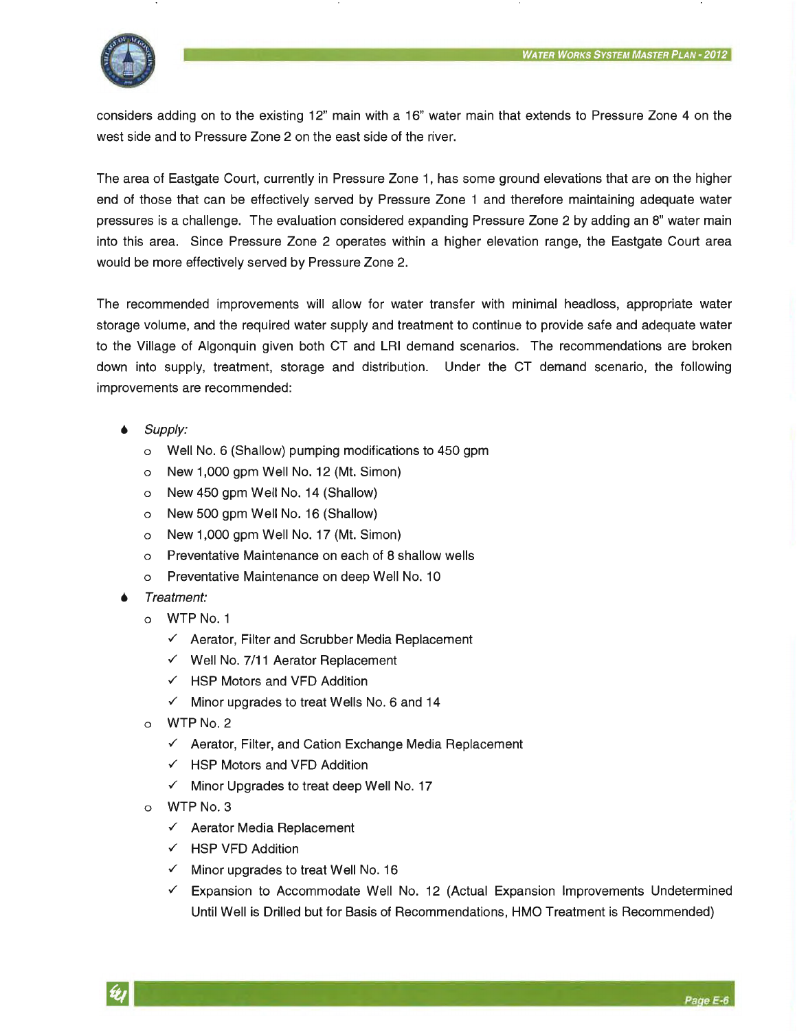considers adding on to the existing 12" main with a 16" water main that extends to Pressure Zone 4 on the west side and to Pressure Zone 2 on the east side of the river.

The area of Eastgate Court, currently in Pressure Zone 1, has some ground elevations that are on the higher end of those that can be effectively served by Pressure Zone 1 and therefore maintaining adequate water pressures is a challenge. The evaluation considered expanding Pressure Zone 2 by adding an 8" water main into this area. Since Pressure Zone 2 operates within a higher elevation range, the Eastgate Court area would be more effectively served by Pressure Zone 2.

The recommended improvements will allow for water transfer with minimal headloss, appropriate water storage volume, and the required water supply and treatment to continue to provide safe and adequate water to the Village of Algonquin given both CT and LRI demand scenarios. The recommendations are broken down into supply, treatment, storage and distribution. Under the CT demand scenario, the following improvements are recommended:

- *Supply:*
  - Well No. 6 (Shallow) pumping modifications to 450 gpm
  - New 1,000 gpm Well No. 12 (Mt. Simon)
  - New 450 gpm Well No. 14 (Shallow)
  - New 500 gpm Well No. 16 (Shallow)
  - New 1,000 gpm Well No. 17 (Mt. Simon)
  - Preventative Maintenance on each of 8 shallow wells
  - Preventative Maintenance on deep Well No. 10
- *Treatment:*
  - WTP No. 1
    - ✓ Aerator, Filter and Scrubber Media Replacement
    - ✓ Well No. 7/11 Aerator Replacement
    - ✓ HSP Motors and VFD Addition
    - ✓ Minor upgrades to treat Wells No. 6 and 14
  - WTP No. 2
    - ✓ Aerator, Filter, and Cation Exchange Media Replacement
    - ✓ HSP Motors and VFD Addition
    - ✓ Minor Upgrades to treat deep Well No. 17
  - WTP No. 3
    - ✓ Aerator Media Replacement
    - ✓ HSP VFD Addition
    - ✓ Minor upgrades to treat Well No. 16
    - ✓ Expansion to Accommodate Well No. 12 (Actual Expansion Improvements Undetermined Until Well is Drilled but for Basis of Recommendations, HMO Treatment is Recommended)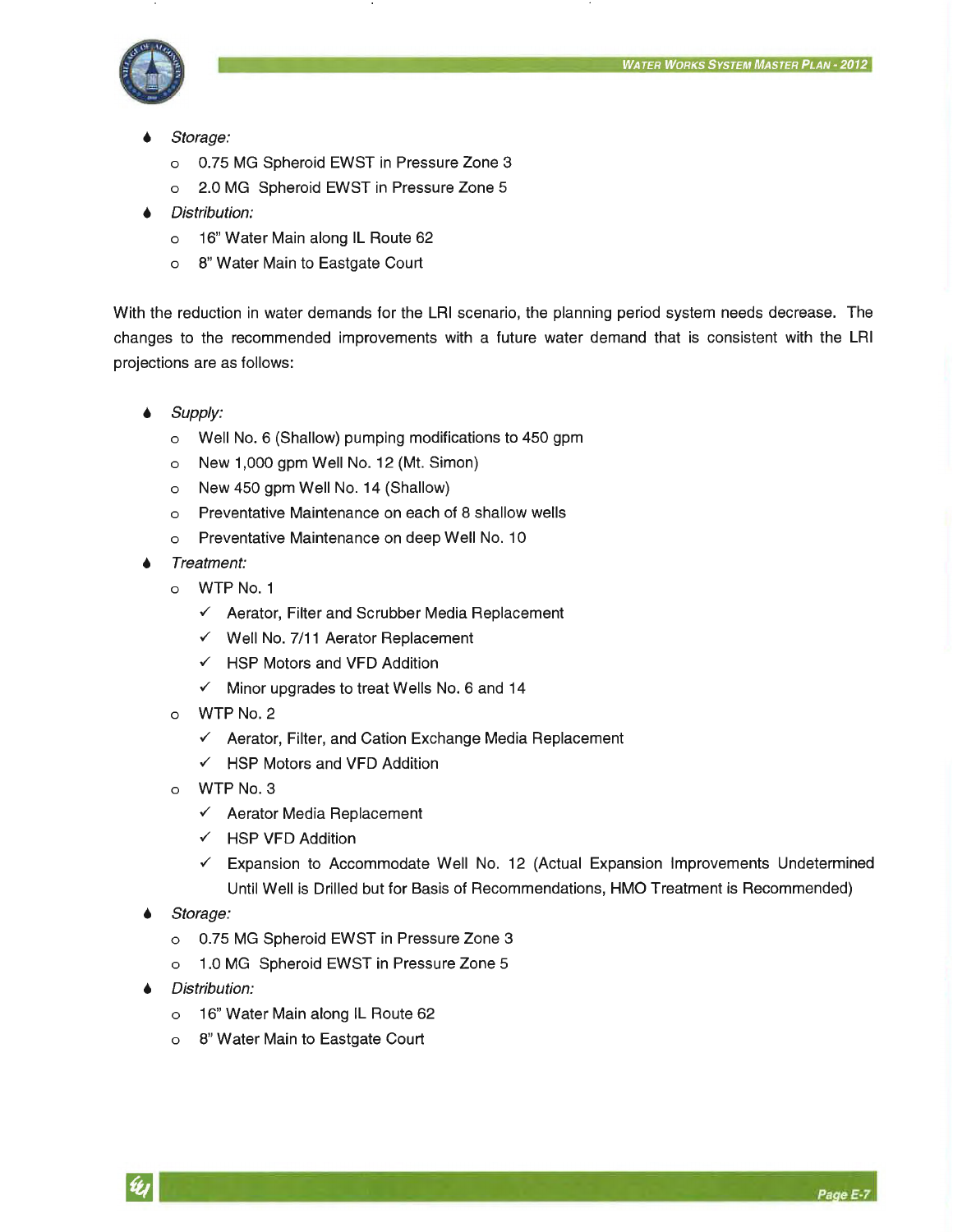- *Storage:*
  - 0.75 MG Spheroid EWST in Pressure Zone 3
  - 2.0 MG Spheroid EWST in Pressure Zone 5
- *Distribution:*
  - 16" Water Main along IL Route 62
  - 8" Water Main to Eastgate Court

With the reduction in water demands for the LRI scenario, the planning period system needs decrease. The changes to the recommended improvements with a future water demand that is consistent with the LRI projections are as follows:

- *Supply:*
  - Well No. 6 (Shallow) pumping modifications to 450 gpm
  - New 1,000 gpm Well No. 12 (Mt. Simon)
  - New 450 gpm Well No. 14 (Shallow)
  - Preventative Maintenance on each of 8 shallow wells
  - Preventative Maintenance on deep Well No. 10
- *Treatment:*
  - WTP No. 1
    - ✓ Aerator, Filter and Scrubber Media Replacement
    - ✓ Well No. 7/11 Aerator Replacement
    - ✓ HSP Motors and VFD Addition
    - ✓ Minor upgrades to treat Wells No. 6 and 14
  - WTP No. 2
    - ✓ Aerator, Filter, and Cation Exchange Media Replacement
    - ✓ HSP Motors and VFD Addition
  - WTP No. 3
    - ✓ Aerator Media Replacement
    - ✓ HSP VFD Addition
    - ✓ Expansion to Accommodate Well No. 12 (Actual Expansion Improvements Undetermined Until Well is Drilled but for Basis of Recommendations, HMO Treatment is Recommended)
- *Storage:*
  - 0.75 MG Spheroid EWST in Pressure Zone 3
  - 1.0 MG Spheroid EWST in Pressure Zone 5
- *Distribution:*
  - 16" Water Main along IL Route 62
  - 8" Water Main to Eastgate Court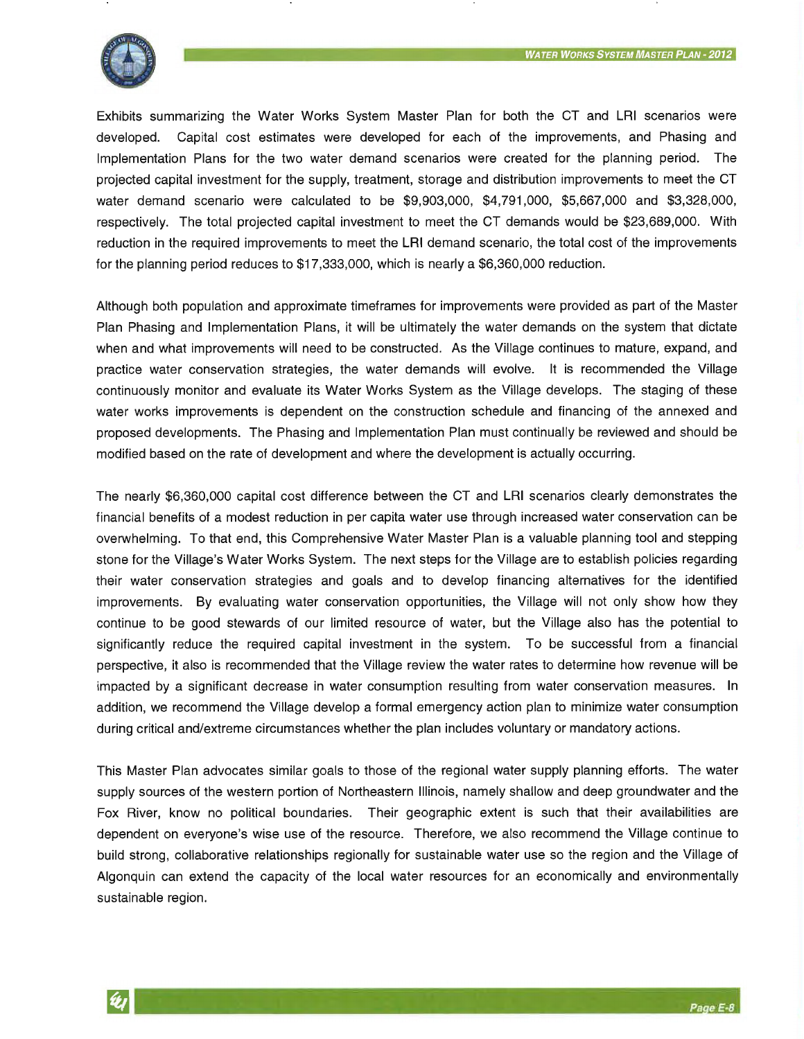Exhibits summarizing the Water Works System Master Plan for both the CT and LRI scenarios were developed. Capital cost estimates were developed for each of the improvements, and Phasing and Implementation Plans for the two water demand scenarios were created for the planning period. The projected capital investment for the supply, treatment, storage and distribution improvements to meet the CT water demand scenario were calculated to be $9,903,000, $4,791,000, $5,667,000 and $3,328,000, respectively. The total projected capital investment to meet the CT demands would be $23,689,000. With reduction in the required improvements to meet the LRI demand scenario, the total cost of the improvements for the planning period reduces to $17,333,000, which is nearly a $6,360,000 reduction.

Although both population and approximate timeframes for improvements were provided as part of the Master Plan Phasing and Implementation Plans, it will be ultimately the water demands on the system that dictate when and what improvements will need to be constructed. As the Village continues to mature, expand, and practice water conservation strategies, the water demands will evolve. It is recommended the Village continuously monitor and evaluate its Water Works System as the Village develops. The staging of these water works improvements is dependent on the construction schedule and financing of the annexed and proposed developments. The Phasing and Implementation Plan must continually be reviewed and should be modified based on the rate of development and where the development is actually occurring.

The nearly $6,360,000 capital cost difference between the CT and LRI scenarios clearly demonstrates the financial benefits of a modest reduction in per capita water use through increased water conservation can be overwhelming. To that end, this Comprehensive Water Master Plan is a valuable planning tool and stepping stone for the Village's Water Works System. The next steps for the Village are to establish policies regarding their water conservation strategies and goals and to develop financing alternatives for the identified improvements. By evaluating water conservation opportunities, the Village will not only show how they continue to be good stewards of our limited resource of water, but the Village also has the potential to significantly reduce the required capital investment in the system. To be successful from a financial perspective, it also is recommended that the Village review the water rates to determine how revenue will be impacted by a significant decrease in water consumption resulting from water conservation measures. In addition, we recommend the Village develop a formal emergency action plan to minimize water consumption during critical and/extreme circumstances whether the plan includes voluntary or mandatory actions.

This Master Plan advocates similar goals to those of the regional water supply planning efforts. The water supply sources of the western portion of Northeastern Illinois, namely shallow and deep groundwater and the Fox River, know no political boundaries. Their geographic extent is such that their availabilities are dependent on everyone's wise use of the resource. Therefore, we also recommend the Village continue to build strong, collaborative relationships regionally for sustainable water use so the region and the Village of Algonquin can extend the capacity of the local water resources for an economically and environmentally sustainable region.